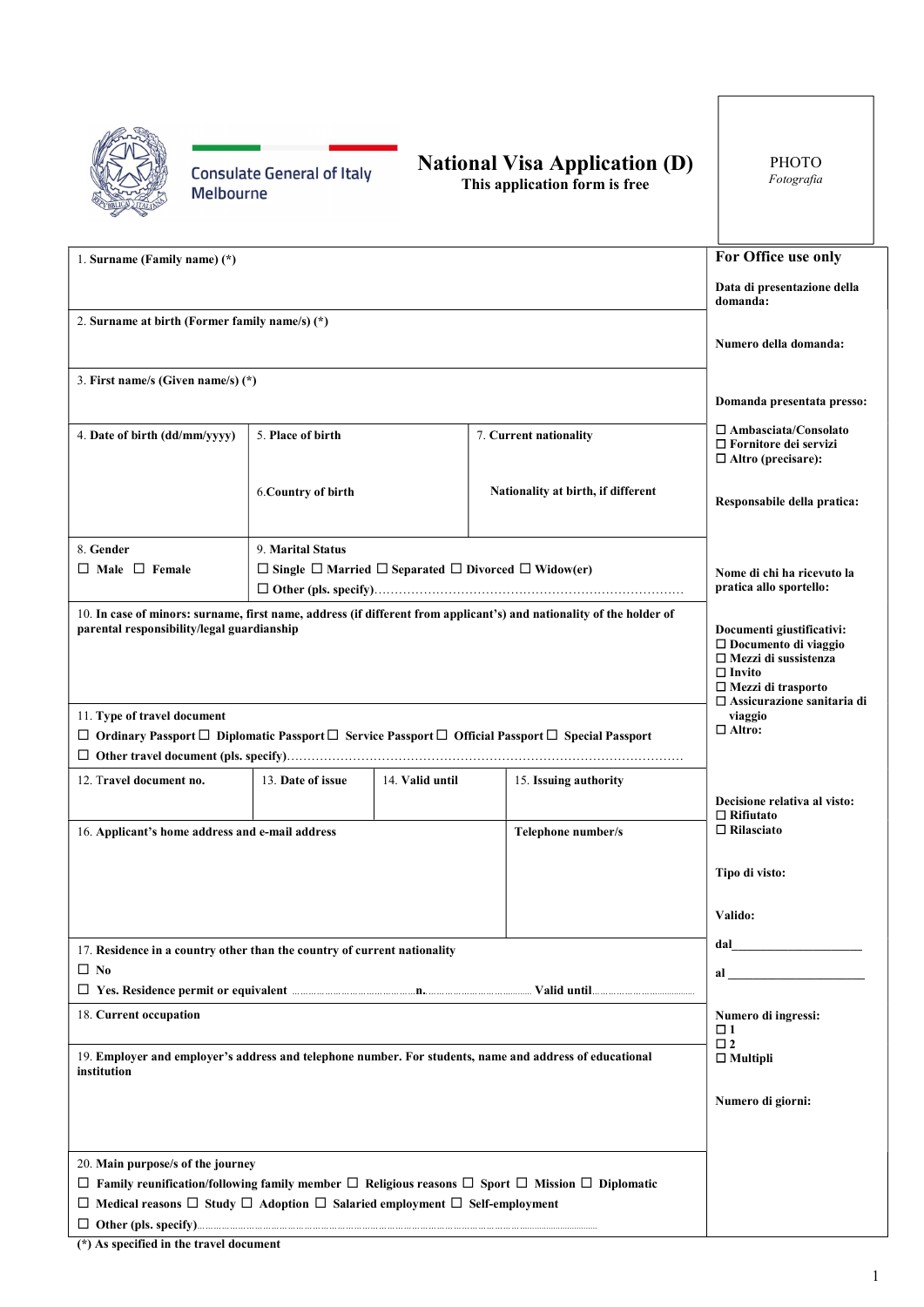Consulate General of Italy
Melbourne

# National Visa Application (D)

**This application form is free**

PHOTO
*Fotografia*

**1. Surname (Family name) (*)**

**2. Surname at birth (Former family name/s) (*)**

**3. First name/s (Given name/s) (*)**

| 4. **Date of birth (dd/mm/yyyy)** | 5. **Place of birth** | 7. **Current nationality** |
|---|---|---|
| | 6. **Country of birth** | **Nationality at birth, if different** |

| 8. **Gender** | 9. **Marital Status** |
|---|---|
| ☐ **Male** ☐ **Female** | ☐ **Single** ☐ **Married** ☐ **Separated** ☐ **Divorced** ☐ **Widow(er)** ☐ **Other (pls. specify)**........................................................................ |

**10. In case of minors: surname, first name, address (if different from applicant's) and nationality of the holder of parental responsibility/legal guardianship**

**11. Type of travel document**

☐ **Ordinary Passport** ☐ **Diplomatic Passport** ☐ **Service Passport** ☐ **Official Passport** ☐ **Special Passport**

☐ **Other travel document (pls. specify)**...............................................................................................

| 12. **Travel document no.** | 13. **Date of issue** | 14. **Valid until** | 15. **Issuing authority** |
|---|---|---|---|
| | | | |

| 16. **Applicant's home address and e-mail address** | **Telephone number/s** |
|---|---|
| | |

**17. Residence in a country other than the country of current nationality**

☐ **No**

☐ **Yes. Residence permit or equivalent** .............................................**n.** ........................................ **Valid until**.......................................

**18. Current occupation**

**19. Employer and employer's address and telephone number. For students, name and address of educational institution**

**20. Main purpose/s of the journey**

☐ **Family reunification/following family member** ☐ **Religious reasons** ☐ **Sport** ☐ **Mission** ☐ **Diplomatic**

☐ **Medical reasons** ☐ **Study** ☐ **Adoption** ☐ **Salaried employment** ☐ **Self-employment**

☐ **Other (pls. specify)**.......................................................................................................................................

**(*) As specified in the travel document**

## For Office use only

**Data di presentazione della domanda:**

**Numero della domanda:**

**Domanda presentata presso:**

☐ **Ambasciata/Consolato**
☐ **Fornitore dei servizi**
☐ **Altro (precisare):**

**Responsabile della pratica:**

**Nome di chi ha ricevuto la pratica allo sportello:**

**Documenti giustificativi:**
☐ **Documento di viaggio**
☐ **Mezzi di sussistenza**
☐ **Invito**
☐ **Mezzi di trasporto**
☐ **Assicurazione sanitaria di viaggio**
☐ **Altro:**

**Decisione relativa al visto:**
☐ **Rifiutato**
☐ **Rilasciato**

**Tipo di visto:**

**Valido:**

**dal**_____________________

**al** ______________________

**Numero di ingressi:**
☐ **1**
☐ **2**
☐ **Multipli**

**Numero di giorni:**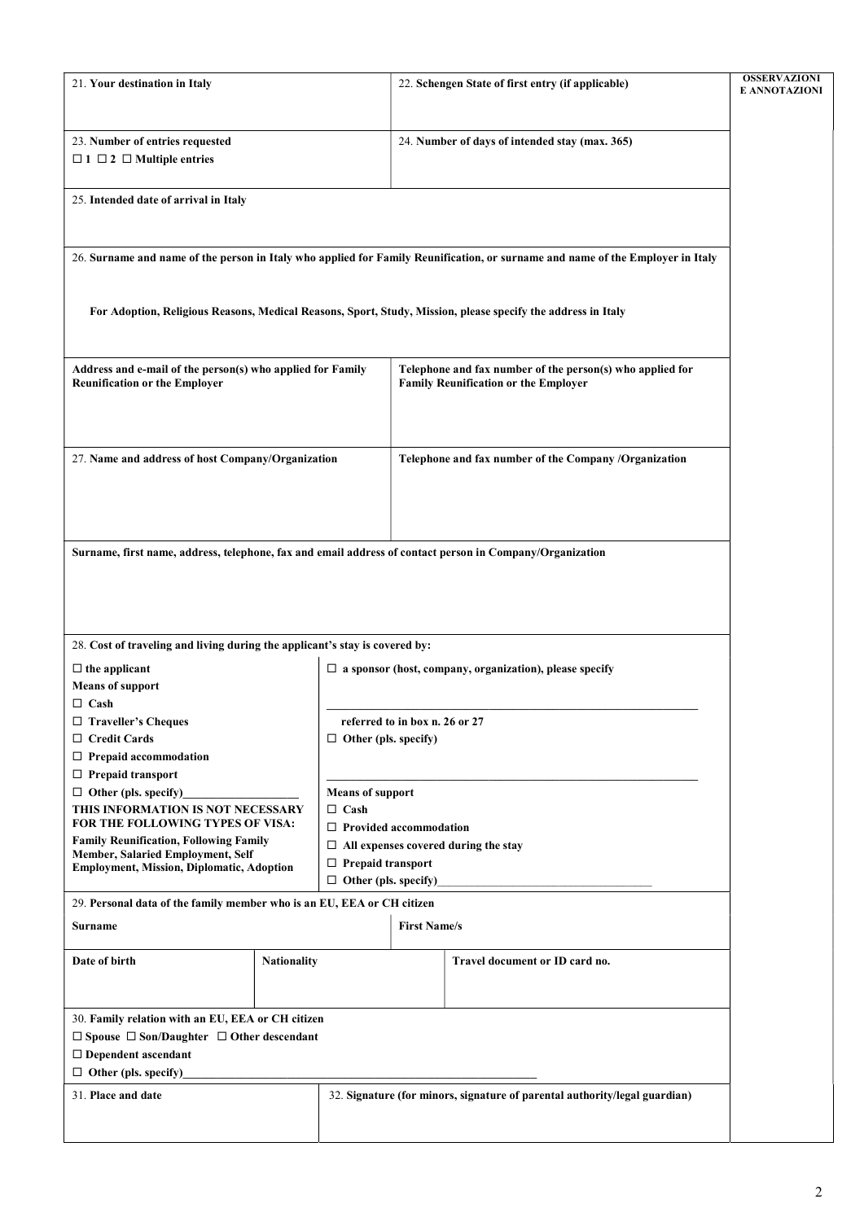| 21. **Your destination in Italy** | 22. **Schengen State of first entry (if applicable)** | **OSSERVAZIONI E ANNOTAZIONI** |
|---|---|---|
| 23. **Number of entries requested** ☐ **1** ☐ **2** ☐ **Multiple entries** | 24. **Number of days of intended stay (max. 365)** | |
| 25. **Intended date of arrival in Italy** | | |
| 26. **Surname and name of the person in Italy who applied for Family Reunification, or surname and name of the Employer in Italy** **For Adoption, Religious Reasons, Medical Reasons, Sport, Study, Mission, please specify the address in Italy** | | |
| **Address and e-mail of the person(s) who applied for Family Reunification or the Employer** | **Telephone and fax number of the person(s) who applied for Family Reunification or the Employer** | |
| 27. **Name and address of host Company/Organization** | **Telephone and fax number of the Company /Organization** | |
| **Surname, first name, address, telephone, fax and email address of contact person in Company/Organization** | | |

28. **Cost of traveling and living during the applicant's stay is covered by:**

| | |
|---|---|
| ☐ **the applicant** | ☐ **a sponsor (host, company, organization), please specify** |
| **Means of support** | ______________________________ |
| ☐ **Cash** | **referred to in box n. 26 or 27** |
| ☐ **Traveller's Cheques** | ☐ **Other (pls. specify)** |
| ☐ **Credit Cards** | ______________________________ |
| ☐ **Prepaid accommodation** | **Means of support** |
| ☐ **Prepaid transport** | ☐ **Cash** |
| ☐ **Other (pls. specify)**____________ | ☐ **Provided accommodation** |
| **THIS INFORMATION IS NOT NECESSARY FOR THE FOLLOWING TYPES OF VISA:** | ☐ **All expenses covered during the stay** |
| **Family Reunification, Following Family Member, Salaried Employment, Self Employment, Mission, Diplomatic, Adoption** | ☐ **Prepaid transport** |
| | ☐ **Other (pls. specify)**____________ |

29. **Personal data of the family member who is an EU, EEA or CH citizen**

| **Surname** | | **First Name/s** |
|---|---|---|
| **Date of birth** | **Nationality** | **Travel document or ID card no.** |

30. **Family relation with an EU, EEA or CH citizen**
☐ **Spouse** ☐ **Son/Daughter** ☐ **Other descendant**
☐ **Dependent ascendant**
☐ **Other (pls. specify)**______________________________

| 31. **Place and date** | 32. **Signature (for minors, signature of parental authority/legal guardian)** |
|---|---|
| | |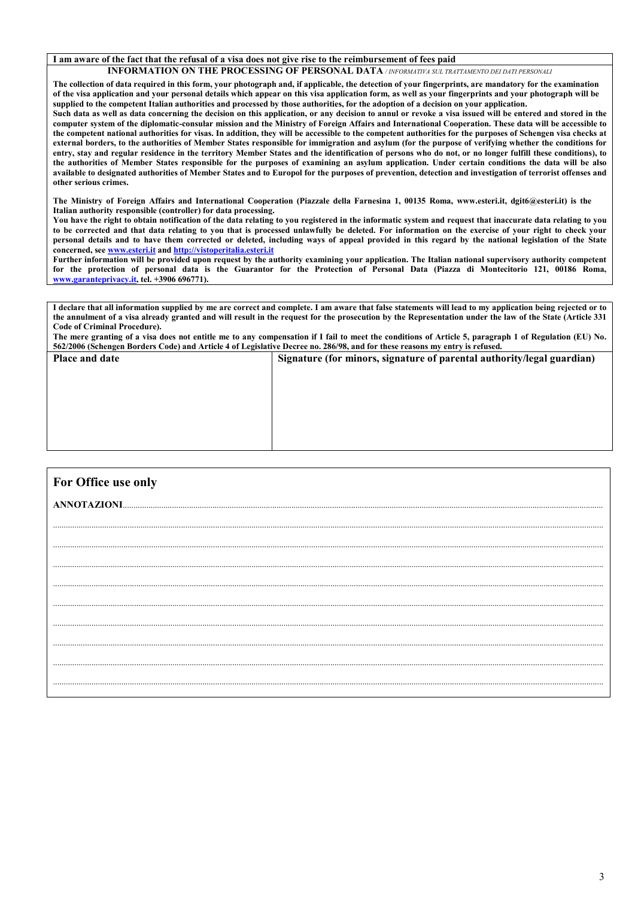**I am aware of the fact that the refusal of a visa does not give rise to the reimbursement of fees paid**

**INFORMATION ON THE PROCESSING OF PERSONAL DATA** */ INFORMATIVA SUL TRATTAMENTO DEI DATI PERSONALI*

**The collection of data required in this form, your photograph and, if applicable, the detection of your fingerprints, are mandatory for the examination of the visa application and your personal details which appear on this visa application form, as well as your fingerprints and your photograph will be supplied to the competent Italian authorities and processed by those authorities, for the adoption of a decision on your application.**

**Such data as well as data concerning the decision on this application, or any decision to annul or revoke a visa issued will be entered and stored in the computer system of the diplomatic-consular mission and the Ministry of Foreign Affairs and International Cooperation. These data will be accessible to the competent national authorities for visas. In addition, they will be accessible to the competent authorities for the purposes of Schengen visa checks at external borders, to the authorities of Member States responsible for immigration and asylum (for the purpose of verifying whether the conditions for entry, stay and regular residence in the territory Member States and the identification of persons who do not, or no longer fulfill these conditions), to the authorities of Member States responsible for the purposes of examining an asylum application. Under certain conditions the data will be also available to designated authorities of Member States and to Europol for the purposes of prevention, detection and investigation of terrorist offenses and other serious crimes.**

**The Ministry of Foreign Affairs and International Cooperation (Piazzale della Farnesina 1, 00135 Roma, www.esteri.it, dgit6@esteri.it) is the Italian authority responsible (controller) for data processing.**

**You have the right to obtain notification of the data relating to you registered in the informatic system and request that inaccurate data relating to you to be corrected and that data relating to you that is processed unlawfully be deleted. For information on the exercise of your right to check your personal details and to have them corrected or deleted, including ways of appeal provided in this regard by the national legislation of the State concerned, see www.esteri.it and http://vistoperitalia.esteri.it**

**Further information will be provided upon request by the authority examining your application. The Italian national supervisory authority competent for the protection of personal data is the Guarantor for the Protection of Personal Data (Piazza di Montecitorio 121, 00186 Roma, www.garanteprivacy.it, tel. +3906 696771).**

**I declare that all information supplied by me are correct and complete. I am aware that false statements will lead to my application being rejected or to the annulment of a visa already granted and will result in the request for the prosecution by the Representation under the law of the State (Article 331 Code of Criminal Procedure).**

**The mere granting of a visa does not entitle me to any compensation if I fail to meet the conditions of Article 5, paragraph 1 of Regulation (EU) No. 562/2006 (Schengen Borders Code) and Article 4 of Legislative Decree no. 286/98, and for these reasons my entry is refused.**

| Place and date | Signature (for minors, signature of parental authority/legal guardian) |
|---|---|
| | |

## For Office use only

**ANNOTAZIONI**.......................................................................................................................................................................................................

..........................................................................................................................................................................................................................

..........................................................................................................................................................................................................................

..........................................................................................................................................................................................................................

..........................................................................................................................................................................................................................

..........................................................................................................................................................................................................................

..........................................................................................................................................................................................................................

..........................................................................................................................................................................................................................

..........................................................................................................................................................................................................................

..........................................................................................................................................................................................................................